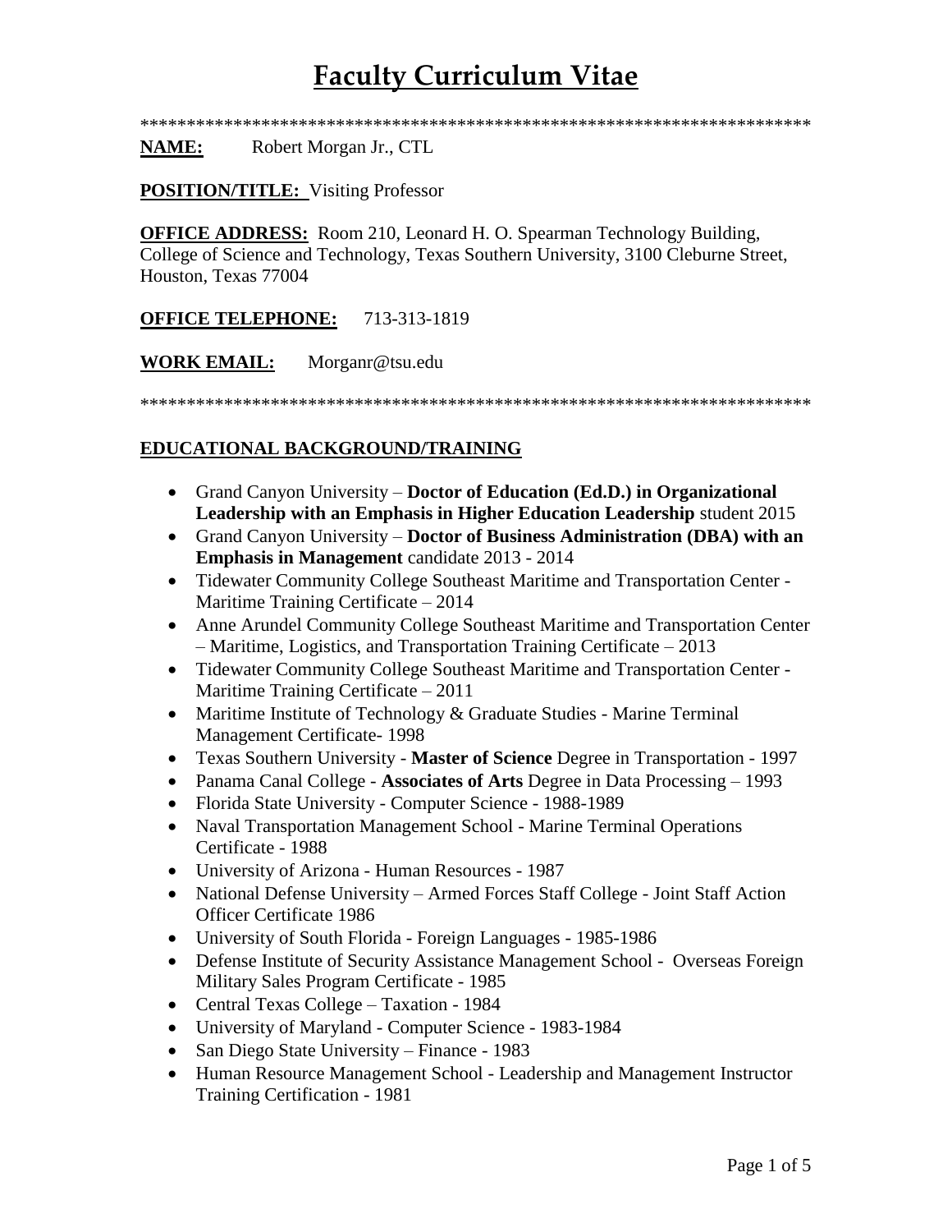# Faculty Curriculum Vitae

*************************************************************************

**NAME:** Robert Morgan Jr., CTL

**POSITION/TITLE:** Visiting Professor

**OFFICE ADDRESS:** Room 210, Leonard H. O. Spearman Technology Building, College of Science and Technology, Texas Southern University, 3100 Cleburne Street, Houston, Texas 77004

**OFFICE TELEPHONE:** 713-313-1819

**WORK EMAIL:** Morganr@tsu.edu

*************************************************************************

## EDUCATIONAL BACKGROUND/TRAINING

- Grand Canyon University – **Doctor of Education (Ed.D.) in Organizational Leadership with an Emphasis in Higher Education Leadership** student 2015
- Grand Canyon University – **Doctor of Business Administration (DBA) with an Emphasis in Management** candidate 2013 - 2014
- Tidewater Community College Southeast Maritime and Transportation Center - Maritime Training Certificate – 2014
- Anne Arundel Community College Southeast Maritime and Transportation Center – Maritime, Logistics, and Transportation Training Certificate – 2013
- Tidewater Community College Southeast Maritime and Transportation Center - Maritime Training Certificate – 2011
- Maritime Institute of Technology & Graduate Studies - Marine Terminal Management Certificate- 1998
- Texas Southern University - **Master of Science** Degree in Transportation - 1997
- Panama Canal College - **Associates of Arts** Degree in Data Processing – 1993
- Florida State University - Computer Science - 1988-1989
- Naval Transportation Management School - Marine Terminal Operations Certificate - 1988
- University of Arizona - Human Resources - 1987
- National Defense University – Armed Forces Staff College - Joint Staff Action Officer Certificate 1986
- University of South Florida - Foreign Languages - 1985-1986
- Defense Institute of Security Assistance Management School - Overseas Foreign Military Sales Program Certificate - 1985
- Central Texas College – Taxation - 1984
- University of Maryland - Computer Science - 1983-1984
- San Diego State University – Finance - 1983
- Human Resource Management School - Leadership and Management Instructor Training Certification - 1981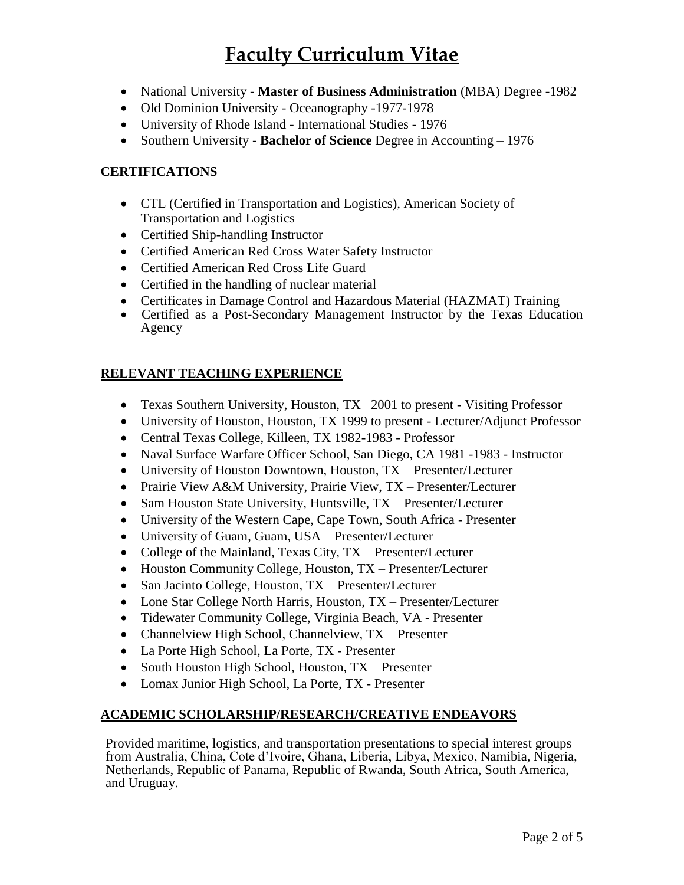# Faculty Curriculum Vitae

- National University - **Master of Business Administration** (MBA) Degree -1982
- Old Dominion University - Oceanography -1977-1978
- University of Rhode Island - International Studies - 1976
- Southern University - **Bachelor of Science** Degree in Accounting – 1976

## CERTIFICATIONS

- CTL (Certified in Transportation and Logistics), American Society of Transportation and Logistics
- Certified Ship-handling Instructor
- Certified American Red Cross Water Safety Instructor
- Certified American Red Cross Life Guard
- Certified in the handling of nuclear material
- Certificates in Damage Control and Hazardous Material (HAZMAT) Training
- Certified as a Post-Secondary Management Instructor by the Texas Education Agency

## RELEVANT TEACHING EXPERIENCE

- Texas Southern University, Houston, TX 2001 to present - Visiting Professor
- University of Houston, Houston, TX 1999 to present - Lecturer/Adjunct Professor
- Central Texas College, Killeen, TX 1982-1983 - Professor
- Naval Surface Warfare Officer School, San Diego, CA 1981 -1983 - Instructor
- University of Houston Downtown, Houston, TX – Presenter/Lecturer
- Prairie View A&M University, Prairie View, TX – Presenter/Lecturer
- Sam Houston State University, Huntsville, TX – Presenter/Lecturer
- University of the Western Cape, Cape Town, South Africa - Presenter
- University of Guam, Guam, USA – Presenter/Lecturer
- College of the Mainland, Texas City, TX – Presenter/Lecturer
- Houston Community College, Houston, TX – Presenter/Lecturer
- San Jacinto College, Houston, TX – Presenter/Lecturer
- Lone Star College North Harris, Houston, TX – Presenter/Lecturer
- Tidewater Community College, Virginia Beach, VA - Presenter
- Channelview High School, Channelview, TX – Presenter
- La Porte High School, La Porte, TX - Presenter
- South Houston High School, Houston, TX – Presenter
- Lomax Junior High School, La Porte, TX - Presenter

## ACADEMIC SCHOLARSHIP/RESEARCH/CREATIVE ENDEAVORS

Provided maritime, logistics, and transportation presentations to special interest groups from Australia, China, Cote d'Ivoire, Ghana, Liberia, Libya, Mexico, Namibia, Nigeria, Netherlands, Republic of Panama, Republic of Rwanda, South Africa, South America, and Uruguay.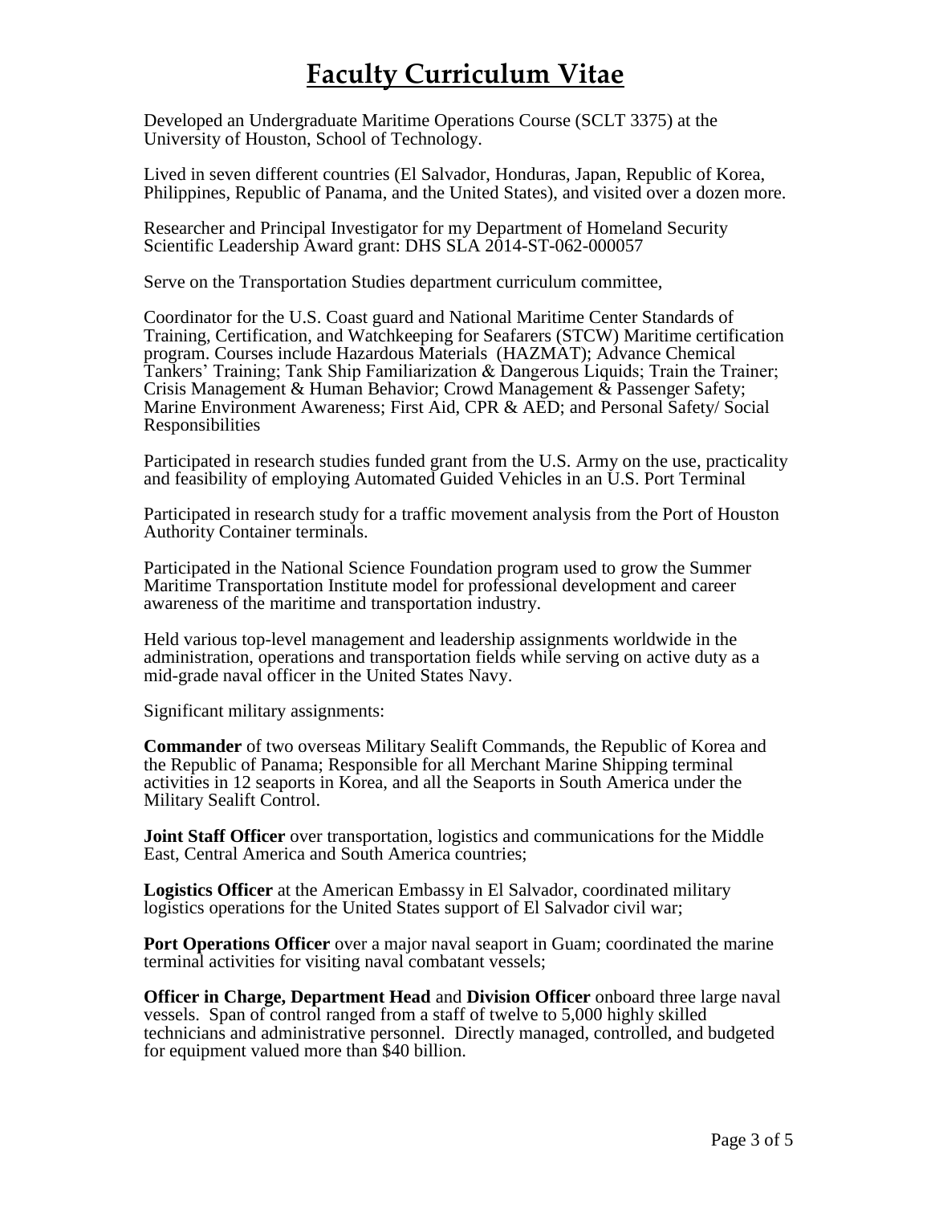# Faculty Curriculum Vitae

Developed an Undergraduate Maritime Operations Course (SCLT 3375) at the University of Houston, School of Technology.

Lived in seven different countries (El Salvador, Honduras, Japan, Republic of Korea, Philippines, Republic of Panama, and the United States), and visited over a dozen more.

Researcher and Principal Investigator for my Department of Homeland Security Scientific Leadership Award grant: DHS SLA 2014-ST-062-000057

Serve on the Transportation Studies department curriculum committee,

Coordinator for the U.S. Coast guard and National Maritime Center Standards of Training, Certification, and Watchkeeping for Seafarers (STCW) Maritime certification program. Courses include Hazardous Materials (HAZMAT); Advance Chemical Tankers' Training; Tank Ship Familiarization & Dangerous Liquids; Train the Trainer; Crisis Management & Human Behavior; Crowd Management & Passenger Safety; Marine Environment Awareness; First Aid, CPR & AED; and Personal Safety/ Social Responsibilities

Participated in research studies funded grant from the U.S. Army on the use, practicality and feasibility of employing Automated Guided Vehicles in an U.S. Port Terminal

Participated in research study for a traffic movement analysis from the Port of Houston Authority Container terminals.

Participated in the National Science Foundation program used to grow the Summer Maritime Transportation Institute model for professional development and career awareness of the maritime and transportation industry.

Held various top-level management and leadership assignments worldwide in the administration, operations and transportation fields while serving on active duty as a mid-grade naval officer in the United States Navy.

Significant military assignments:

**Commander** of two overseas Military Sealift Commands, the Republic of Korea and the Republic of Panama; Responsible for all Merchant Marine Shipping terminal activities in 12 seaports in Korea, and all the Seaports in South America under the Military Sealift Control.

**Joint Staff Officer** over transportation, logistics and communications for the Middle East, Central America and South America countries;

**Logistics Officer** at the American Embassy in El Salvador, coordinated military logistics operations for the United States support of El Salvador civil war;

**Port Operations Officer** over a major naval seaport in Guam; coordinated the marine terminal activities for visiting naval combatant vessels;

**Officer in Charge, Department Head** and **Division Officer** onboard three large naval vessels. Span of control ranged from a staff of twelve to 5,000 highly skilled technicians and administrative personnel. Directly managed, controlled, and budgeted for equipment valued more than $40 billion.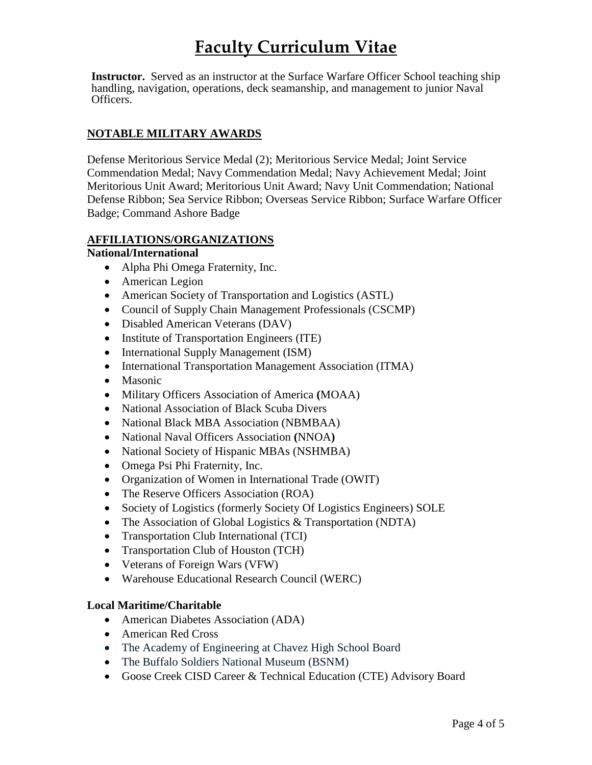**Instructor.** Served as an instructor at the Surface Warfare Officer School teaching ship handling, navigation, operations, deck seamanship, and management to junior Naval Officers.

## NOTABLE MILITARY AWARDS

Defense Meritorious Service Medal (2); Meritorious Service Medal; Joint Service Commendation Medal; Navy Commendation Medal; Navy Achievement Medal; Joint Meritorious Unit Award; Meritorious Unit Award; Navy Unit Commendation; National Defense Ribbon; Sea Service Ribbon; Overseas Service Ribbon; Surface Warfare Officer Badge; Command Ashore Badge

## AFFILIATIONS/ORGANIZATIONS

**National/International**

- Alpha Phi Omega Fraternity, Inc.
- American Legion
- American Society of Transportation and Logistics (ASTL)
- Council of Supply Chain Management Professionals (CSCMP)
- Disabled American Veterans (DAV)
- Institute of Transportation Engineers (ITE)
- International Supply Management (ISM)
- International Transportation Management Association (ITMA)
- Masonic
- Military Officers Association of America (MOAA)
- National Association of Black Scuba Divers
- National Black MBA Association (NBMBAA)
- National Naval Officers Association (NNOA)
- National Society of Hispanic MBAs (NSHMBA)
- Omega Psi Phi Fraternity, Inc.
- Organization of Women in International Trade (OWIT)
- The Reserve Officers Association (ROA)
- Society of Logistics (formerly Society Of Logistics Engineers) SOLE
- The Association of Global Logistics & Transportation (NDTA)
- Transportation Club International (TCI)
- Transportation Club of Houston (TCH)
- Veterans of Foreign Wars (VFW)
- Warehouse Educational Research Council (WERC)

**Local Maritime/Charitable**

- American Diabetes Association (ADA)
- American Red Cross
- The Academy of Engineering at Chavez High School Board
- The Buffalo Soldiers National Museum (BSNM)
- Goose Creek CISD Career & Technical Education (CTE) Advisory Board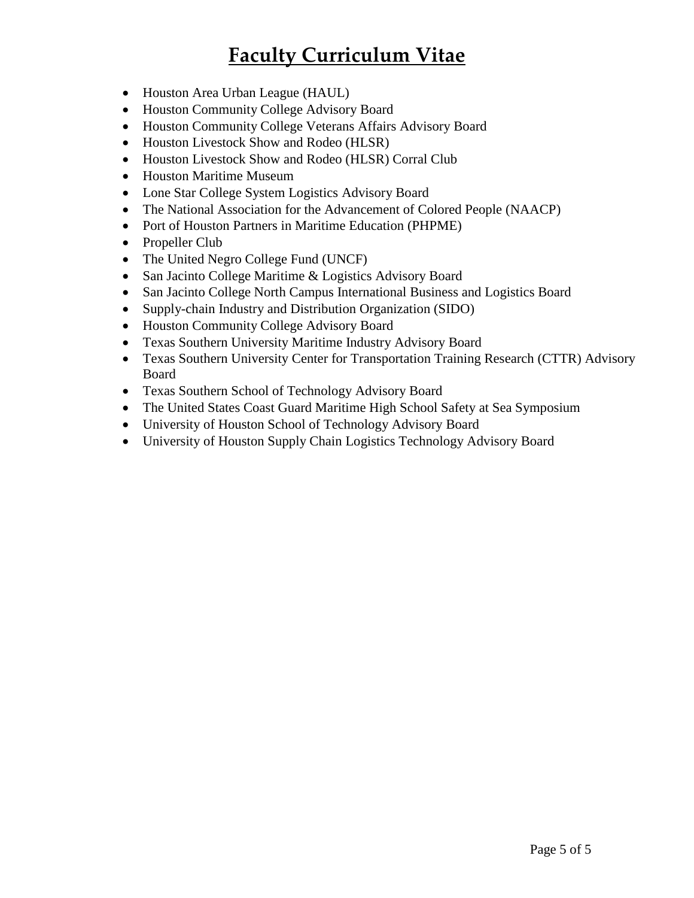# Faculty Curriculum Vitae

- Houston Area Urban League (HAUL)
- Houston Community College Advisory Board
- Houston Community College Veterans Affairs Advisory Board
- Houston Livestock Show and Rodeo (HLSR)
- Houston Livestock Show and Rodeo (HLSR) Corral Club
- Houston Maritime Museum
- Lone Star College System Logistics Advisory Board
- The National Association for the Advancement of Colored People (NAACP)
- Port of Houston Partners in Maritime Education (PHPME)
- Propeller Club
- The United Negro College Fund (UNCF)
- San Jacinto College Maritime & Logistics Advisory Board
- San Jacinto College North Campus International Business and Logistics Board
- Supply-chain Industry and Distribution Organization (SIDO)
- Houston Community College Advisory Board
- Texas Southern University Maritime Industry Advisory Board
- Texas Southern University Center for Transportation Training Research (CTTR) Advisory Board
- Texas Southern School of Technology Advisory Board
- The United States Coast Guard Maritime High School Safety at Sea Symposium
- University of Houston School of Technology Advisory Board
- University of Houston Supply Chain Logistics Technology Advisory Board